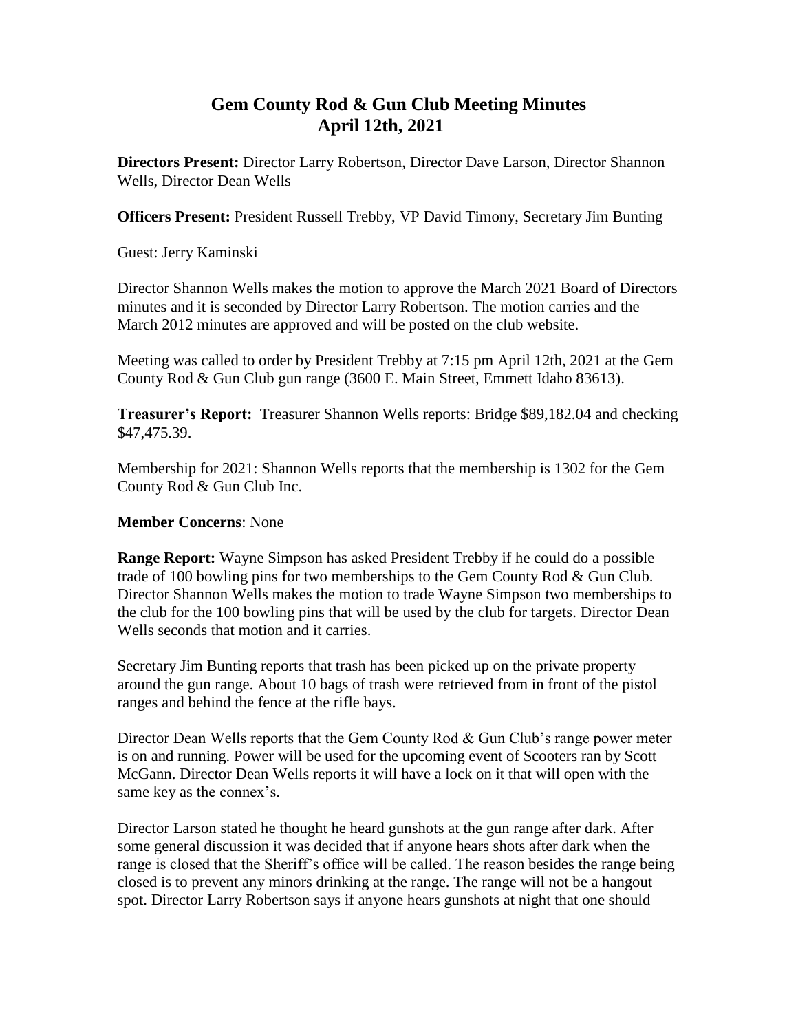# Gem County Rod & Gun Club Meeting Minutes
## April 12th, 2021

**Directors Present:** Director Larry Robertson, Director Dave Larson, Director Shannon Wells, Director Dean Wells

**Officers Present:** President Russell Trebby, VP David Timony, Secretary Jim Bunting

Guest: Jerry Kaminski

Director Shannon Wells makes the motion to approve the March 2021 Board of Directors minutes and it is seconded by Director Larry Robertson. The motion carries and the March 2012 minutes are approved and will be posted on the club website.

Meeting was called to order by President Trebby at 7:15 pm April 12th, 2021 at the Gem County Rod & Gun Club gun range (3600 E. Main Street, Emmett Idaho 83613).

**Treasurer's Report:** Treasurer Shannon Wells reports: Bridge $89,182.04 and checking $47,475.39.

Membership for 2021: Shannon Wells reports that the membership is 1302 for the Gem County Rod & Gun Club Inc.

**Member Concerns**: None

**Range Report:** Wayne Simpson has asked President Trebby if he could do a possible trade of 100 bowling pins for two memberships to the Gem County Rod & Gun Club. Director Shannon Wells makes the motion to trade Wayne Simpson two memberships to the club for the 100 bowling pins that will be used by the club for targets. Director Dean Wells seconds that motion and it carries.

Secretary Jim Bunting reports that trash has been picked up on the private property around the gun range. About 10 bags of trash were retrieved from in front of the pistol ranges and behind the fence at the rifle bays.

Director Dean Wells reports that the Gem County Rod & Gun Club's range power meter is on and running. Power will be used for the upcoming event of Scooters ran by Scott McGann. Director Dean Wells reports it will have a lock on it that will open with the same key as the connex's.

Director Larson stated he thought he heard gunshots at the gun range after dark. After some general discussion it was decided that if anyone hears shots after dark when the range is closed that the Sheriff's office will be called. The reason besides the range being closed is to prevent any minors drinking at the range. The range will not be a hangout spot. Director Larry Robertson says if anyone hears gunshots at night that one should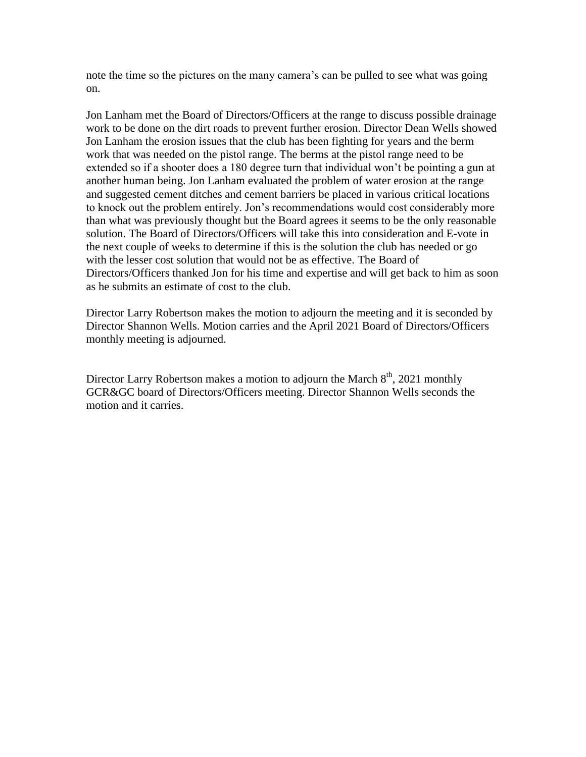note the time so the pictures on the many camera's can be pulled to see what was going on.

Jon Lanham met the Board of Directors/Officers at the range to discuss possible drainage work to be done on the dirt roads to prevent further erosion. Director Dean Wells showed Jon Lanham the erosion issues that the club has been fighting for years and the berm work that was needed on the pistol range. The berms at the pistol range need to be extended so if a shooter does a 180 degree turn that individual won't be pointing a gun at another human being. Jon Lanham evaluated the problem of water erosion at the range and suggested cement ditches and cement barriers be placed in various critical locations to knock out the problem entirely. Jon's recommendations would cost considerably more than what was previously thought but the Board agrees it seems to be the only reasonable solution. The Board of Directors/Officers will take this into consideration and E-vote in the next couple of weeks to determine if this is the solution the club has needed or go with the lesser cost solution that would not be as effective. The Board of Directors/Officers thanked Jon for his time and expertise and will get back to him as soon as he submits an estimate of cost to the club.

Director Larry Robertson makes the motion to adjourn the meeting and it is seconded by Director Shannon Wells. Motion carries and the April 2021 Board of Directors/Officers monthly meeting is adjourned.

Director Larry Robertson makes a motion to adjourn the March 8th, 2021 monthly GCR&GC board of Directors/Officers meeting. Director Shannon Wells seconds the motion and it carries.